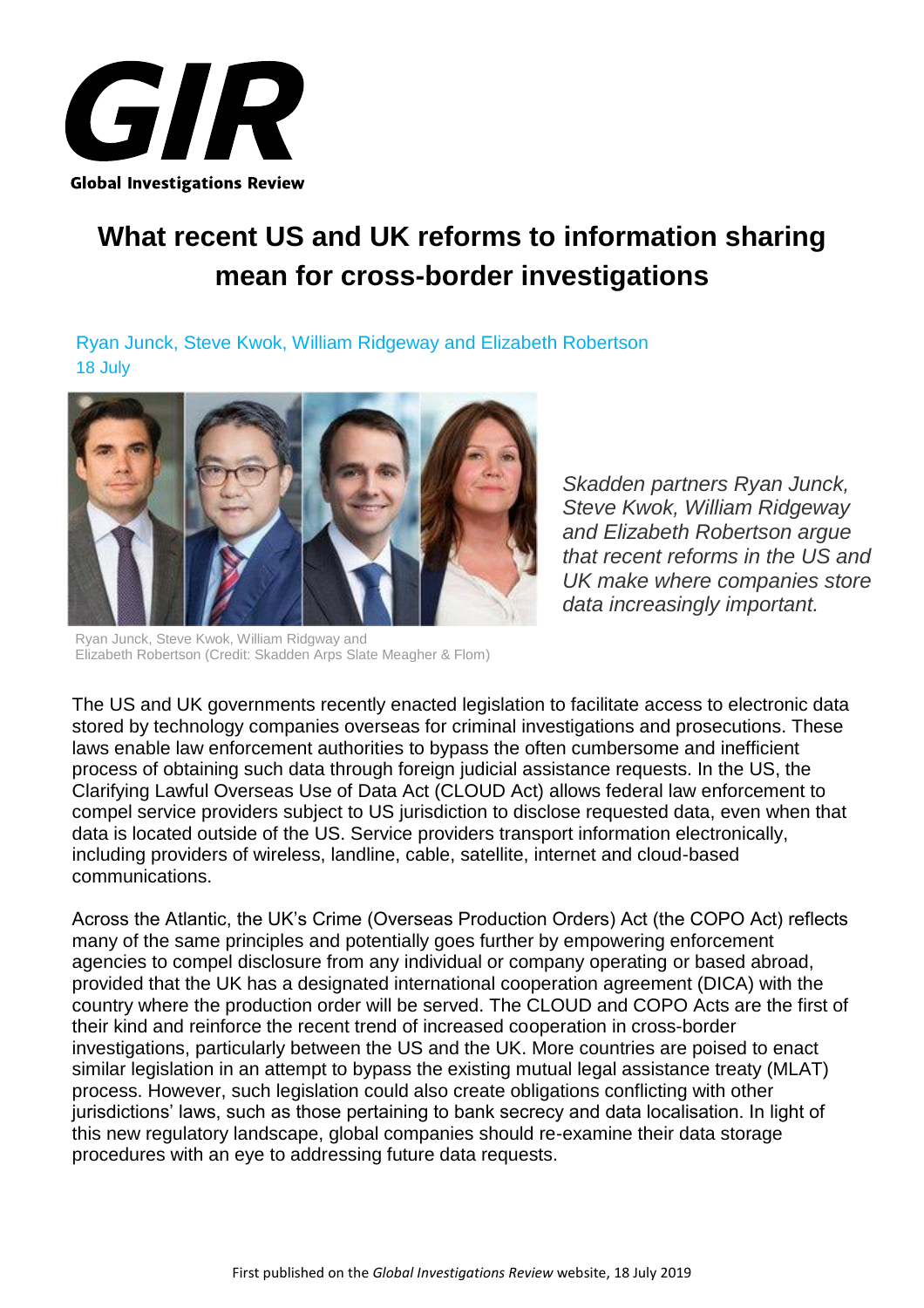GIR

**Global Investigations Review**

# What recent US and UK reforms to information sharing mean for cross-border investigations

Ryan Junck, Steve Kwok, William Ridgeway and Elizabeth Robertson
18 July

Ryan Junck, Steve Kwok, William Ridgway and Elizabeth Robertson (Credit: Skadden Arps Slate Meagher & Flom)

*Skadden partners Ryan Junck, Steve Kwok, William Ridgeway and Elizabeth Robertson argue that recent reforms in the US and UK make where companies store data increasingly important.*

The US and UK governments recently enacted legislation to facilitate access to electronic data stored by technology companies overseas for criminal investigations and prosecutions. These laws enable law enforcement authorities to bypass the often cumbersome and inefficient process of obtaining such data through foreign judicial assistance requests. In the US, the Clarifying Lawful Overseas Use of Data Act (CLOUD Act) allows federal law enforcement to compel service providers subject to US jurisdiction to disclose requested data, even when that data is located outside of the US. Service providers transport information electronically, including providers of wireless, landline, cable, satellite, internet and cloud-based communications.

Across the Atlantic, the UK's Crime (Overseas Production Orders) Act (the COPO Act) reflects many of the same principles and potentially goes further by empowering enforcement agencies to compel disclosure from any individual or company operating or based abroad, provided that the UK has a designated international cooperation agreement (DICA) with the country where the production order will be served. The CLOUD and COPO Acts are the first of their kind and reinforce the recent trend of increased cooperation in cross-border investigations, particularly between the US and the UK. More countries are poised to enact similar legislation in an attempt to bypass the existing mutual legal assistance treaty (MLAT) process. However, such legislation could also create obligations conflicting with other jurisdictions' laws, such as those pertaining to bank secrecy and data localisation. In light of this new regulatory landscape, global companies should re-examine their data storage procedures with an eye to addressing future data requests.

First published on the *Global Investigations Review* website, 18 July 2019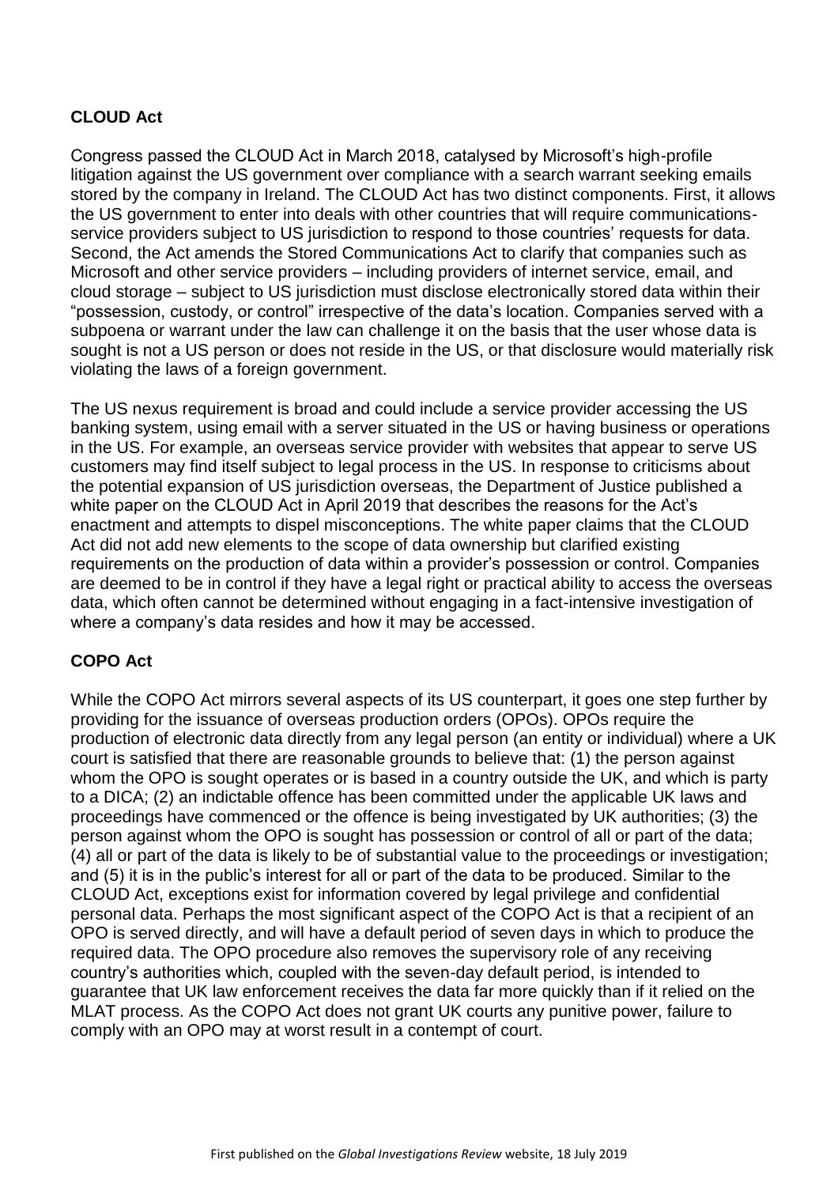**CLOUD Act**

Congress passed the CLOUD Act in March 2018, catalysed by Microsoft's high-profile litigation against the US government over compliance with a search warrant seeking emails stored by the company in Ireland. The CLOUD Act has two distinct components. First, it allows the US government to enter into deals with other countries that will require communications-service providers subject to US jurisdiction to respond to those countries' requests for data. Second, the Act amends the Stored Communications Act to clarify that companies such as Microsoft and other service providers – including providers of internet service, email, and cloud storage – subject to US jurisdiction must disclose electronically stored data within their "possession, custody, or control" irrespective of the data's location. Companies served with a subpoena or warrant under the law can challenge it on the basis that the user whose data is sought is not a US person or does not reside in the US, or that disclosure would materially risk violating the laws of a foreign government.

The US nexus requirement is broad and could include a service provider accessing the US banking system, using email with a server situated in the US or having business or operations in the US. For example, an overseas service provider with websites that appear to serve US customers may find itself subject to legal process in the US. In response to criticisms about the potential expansion of US jurisdiction overseas, the Department of Justice published a white paper on the CLOUD Act in April 2019 that describes the reasons for the Act's enactment and attempts to dispel misconceptions. The white paper claims that the CLOUD Act did not add new elements to the scope of data ownership but clarified existing requirements on the production of data within a provider's possession or control. Companies are deemed to be in control if they have a legal right or practical ability to access the overseas data, which often cannot be determined without engaging in a fact-intensive investigation of where a company's data resides and how it may be accessed.

**COPO Act**

While the COPO Act mirrors several aspects of its US counterpart, it goes one step further by providing for the issuance of overseas production orders (OPOs). OPOs require the production of electronic data directly from any legal person (an entity or individual) where a UK court is satisfied that there are reasonable grounds to believe that: (1) the person against whom the OPO is sought operates or is based in a country outside the UK, and which is party to a DICA; (2) an indictable offence has been committed under the applicable UK laws and proceedings have commenced or the offence is being investigated by UK authorities; (3) the person against whom the OPO is sought has possession or control of all or part of the data; (4) all or part of the data is likely to be of substantial value to the proceedings or investigation; and (5) it is in the public's interest for all or part of the data to be produced. Similar to the CLOUD Act, exceptions exist for information covered by legal privilege and confidential personal data. Perhaps the most significant aspect of the COPO Act is that a recipient of an OPO is served directly, and will have a default period of seven days in which to produce the required data. The OPO procedure also removes the supervisory role of any receiving country's authorities which, coupled with the seven-day default period, is intended to guarantee that UK law enforcement receives the data far more quickly than if it relied on the MLAT process. As the COPO Act does not grant UK courts any punitive power, failure to comply with an OPO may at worst result in a contempt of court.

First published on the *Global Investigations Review* website, 18 July 2019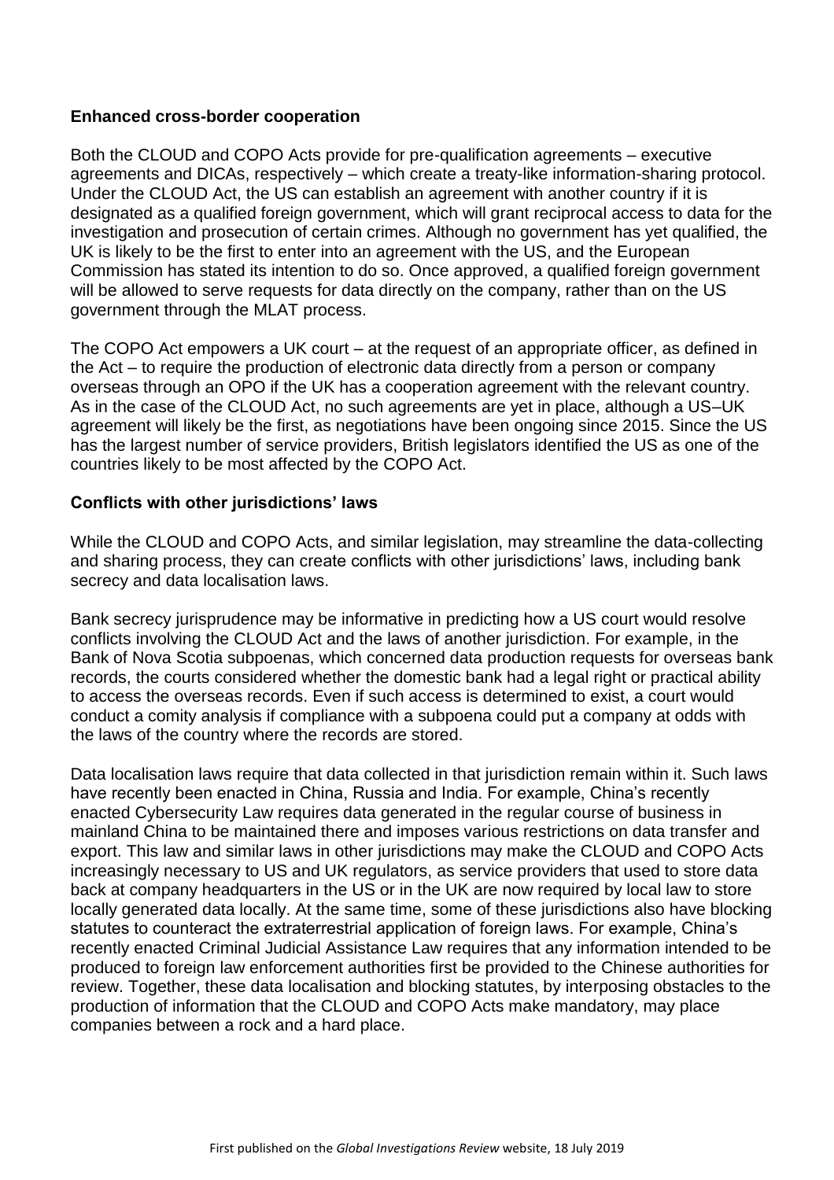**Enhanced cross-border cooperation**

Both the CLOUD and COPO Acts provide for pre-qualification agreements – executive agreements and DICAs, respectively – which create a treaty-like information-sharing protocol. Under the CLOUD Act, the US can establish an agreement with another country if it is designated as a qualified foreign government, which will grant reciprocal access to data for the investigation and prosecution of certain crimes. Although no government has yet qualified, the UK is likely to be the first to enter into an agreement with the US, and the European Commission has stated its intention to do so. Once approved, a qualified foreign government will be allowed to serve requests for data directly on the company, rather than on the US government through the MLAT process.

The COPO Act empowers a UK court – at the request of an appropriate officer, as defined in the Act – to require the production of electronic data directly from a person or company overseas through an OPO if the UK has a cooperation agreement with the relevant country. As in the case of the CLOUD Act, no such agreements are yet in place, although a US–UK agreement will likely be the first, as negotiations have been ongoing since 2015. Since the US has the largest number of service providers, British legislators identified the US as one of the countries likely to be most affected by the COPO Act.

**Conflicts with other jurisdictions' laws**

While the CLOUD and COPO Acts, and similar legislation, may streamline the data-collecting and sharing process, they can create conflicts with other jurisdictions' laws, including bank secrecy and data localisation laws.

Bank secrecy jurisprudence may be informative in predicting how a US court would resolve conflicts involving the CLOUD Act and the laws of another jurisdiction. For example, in the Bank of Nova Scotia subpoenas, which concerned data production requests for overseas bank records, the courts considered whether the domestic bank had a legal right or practical ability to access the overseas records. Even if such access is determined to exist, a court would conduct a comity analysis if compliance with a subpoena could put a company at odds with the laws of the country where the records are stored.

Data localisation laws require that data collected in that jurisdiction remain within it. Such laws have recently been enacted in China, Russia and India. For example, China's recently enacted Cybersecurity Law requires data generated in the regular course of business in mainland China to be maintained there and imposes various restrictions on data transfer and export. This law and similar laws in other jurisdictions may make the CLOUD and COPO Acts increasingly necessary to US and UK regulators, as service providers that used to store data back at company headquarters in the US or in the UK are now required by local law to store locally generated data locally. At the same time, some of these jurisdictions also have blocking statutes to counteract the extraterrestrial application of foreign laws. For example, China's recently enacted Criminal Judicial Assistance Law requires that any information intended to be produced to foreign law enforcement authorities first be provided to the Chinese authorities for review. Together, these data localisation and blocking statutes, by interposing obstacles to the production of information that the CLOUD and COPO Acts make mandatory, may place companies between a rock and a hard place.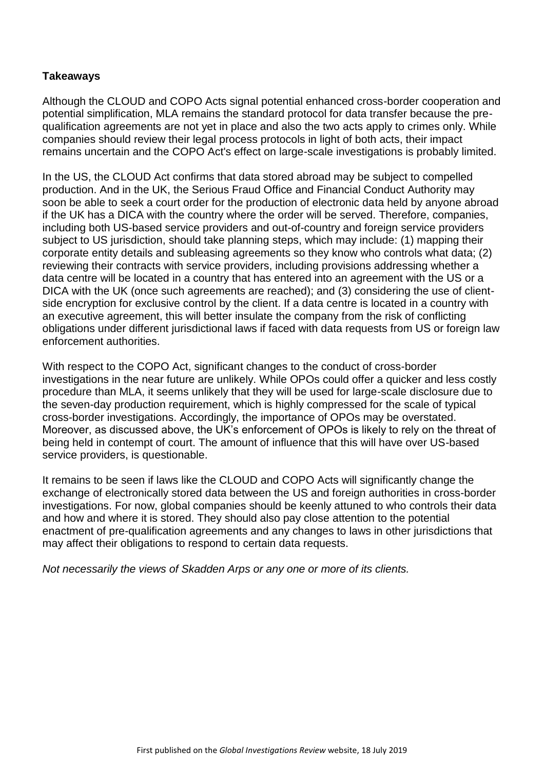**Takeaways**

Although the CLOUD and COPO Acts signal potential enhanced cross-border cooperation and potential simplification, MLA remains the standard protocol for data transfer because the pre-qualification agreements are not yet in place and also the two acts apply to crimes only. While companies should review their legal process protocols in light of both acts, their impact remains uncertain and the COPO Act's effect on large-scale investigations is probably limited.

In the US, the CLOUD Act confirms that data stored abroad may be subject to compelled production. And in the UK, the Serious Fraud Office and Financial Conduct Authority may soon be able to seek a court order for the production of electronic data held by anyone abroad if the UK has a DICA with the country where the order will be served. Therefore, companies, including both US-based service providers and out-of-country and foreign service providers subject to US jurisdiction, should take planning steps, which may include: (1) mapping their corporate entity details and subleasing agreements so they know who controls what data; (2) reviewing their contracts with service providers, including provisions addressing whether a data centre will be located in a country that has entered into an agreement with the US or a DICA with the UK (once such agreements are reached); and (3) considering the use of client-side encryption for exclusive control by the client. If a data centre is located in a country with an executive agreement, this will better insulate the company from the risk of conflicting obligations under different jurisdictional laws if faced with data requests from US or foreign law enforcement authorities.

With respect to the COPO Act, significant changes to the conduct of cross-border investigations in the near future are unlikely. While OPOs could offer a quicker and less costly procedure than MLA, it seems unlikely that they will be used for large-scale disclosure due to the seven-day production requirement, which is highly compressed for the scale of typical cross-border investigations. Accordingly, the importance of OPOs may be overstated. Moreover, as discussed above, the UK's enforcement of OPOs is likely to rely on the threat of being held in contempt of court. The amount of influence that this will have over US-based service providers, is questionable.

It remains to be seen if laws like the CLOUD and COPO Acts will significantly change the exchange of electronically stored data between the US and foreign authorities in cross-border investigations. For now, global companies should be keenly attuned to who controls their data and how and where it is stored. They should also pay close attention to the potential enactment of pre-qualification agreements and any changes to laws in other jurisdictions that may affect their obligations to respond to certain data requests.

*Not necessarily the views of Skadden Arps or any one or more of its clients.*

First published on the *Global Investigations Review* website, 18 July 2019